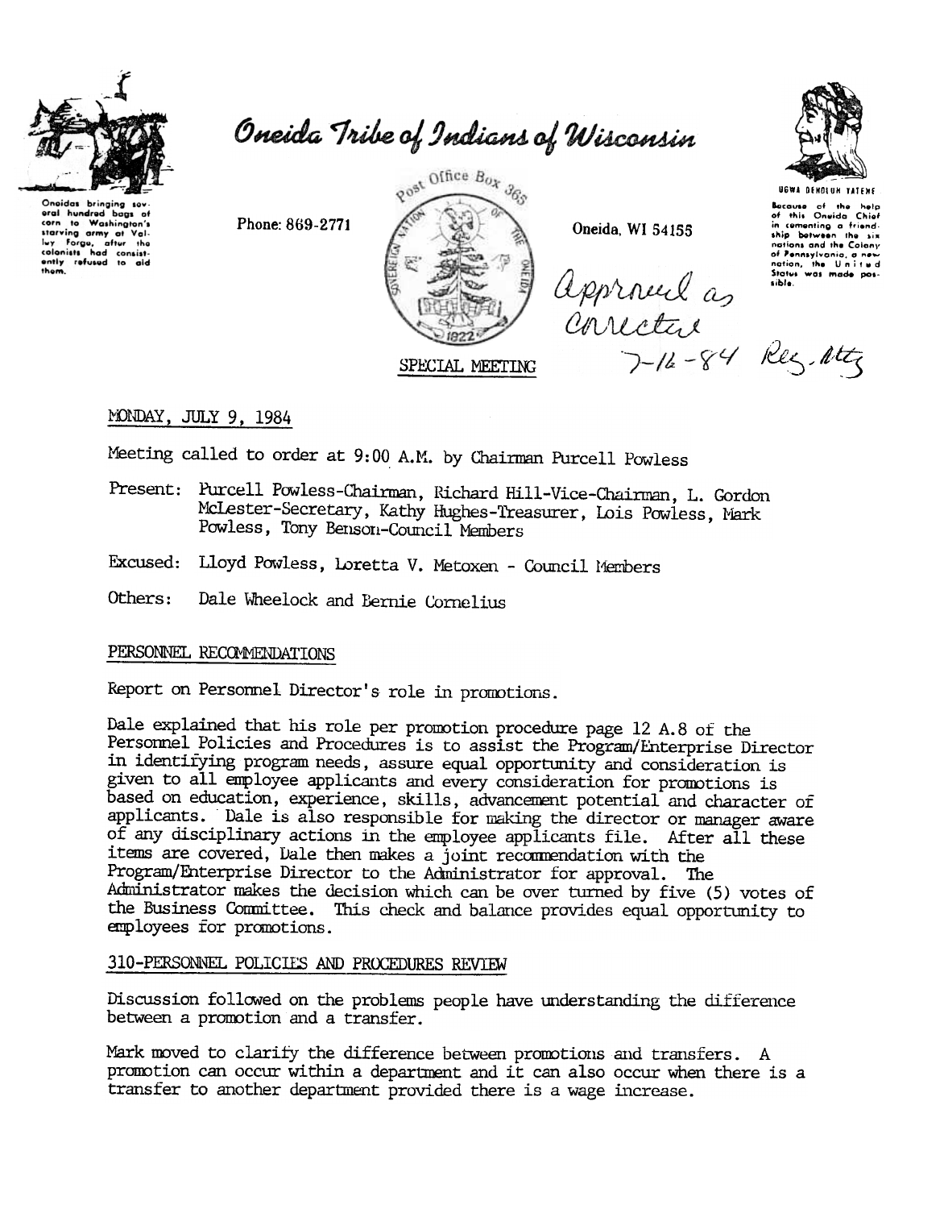# Oneida Tribe of Indians of Wisconsin

Oneidas bringing several hundred bags of corn to Washington's starving army at Valley Forge, after the colonists had consistently refused to aid them.

Phone: 869-2771

Post Office Box 365

Oneida, WI 54155

UGWA DEHOLUH YATEHE

Because of the help of this Oneida Chief in cementing a friendship between the six nations and the Colony of Pennsylvania, a new nation, the United States was made possible.

Approved as corrected 7-16-84 Reg. Mtg

SPECIAL MEETING

MONDAY, JULY 9, 1984

Meeting called to order at 9:00 A.M. by Chairman Purcell Powless

Present: Purcell Powless-Chairman, Richard Hill-Vice-Chairman, L. Gordon McLester-Secretary, Kathy Hughes-Treasurer, Lois Powless, Mark Powless, Tony Benson-Council Members

Excused: Lloyd Powless, Loretta V. Metoxen - Council Members

Others: Dale Wheelock and Bernie Cornelius

## PERSONNEL RECOMMENDATIONS

Report on Personnel Director's role in promotions.

Dale explained that his role per promotion procedure page 12 A.8 of the Personnel Policies and Procedures is to assist the Program/Enterprise Director in identifying program needs, assure equal opportunity and consideration is given to all employee applicants and every consideration for promotions is based on education, experience, skills, advancement potential and character of applicants. Dale is also responsible for making the director or manager aware of any disciplinary actions in the employee applicants file. After all these items are covered, Dale then makes a joint recommendation with the Program/Enterprise Director to the Administrator for approval. The Administrator makes the decision which can be over turned by five (5) votes of the Business Committee. This check and balance provides equal opportunity to employees for promotions.

## 310-PERSONNEL POLICIES AND PROCEDURES REVIEW

Discussion followed on the problems people have understanding the difference between a promotion and a transfer.

Mark moved to clarify the difference between promotions and transfers. A promotion can occur within a department and it can also occur when there is a transfer to another department provided there is a wage increase.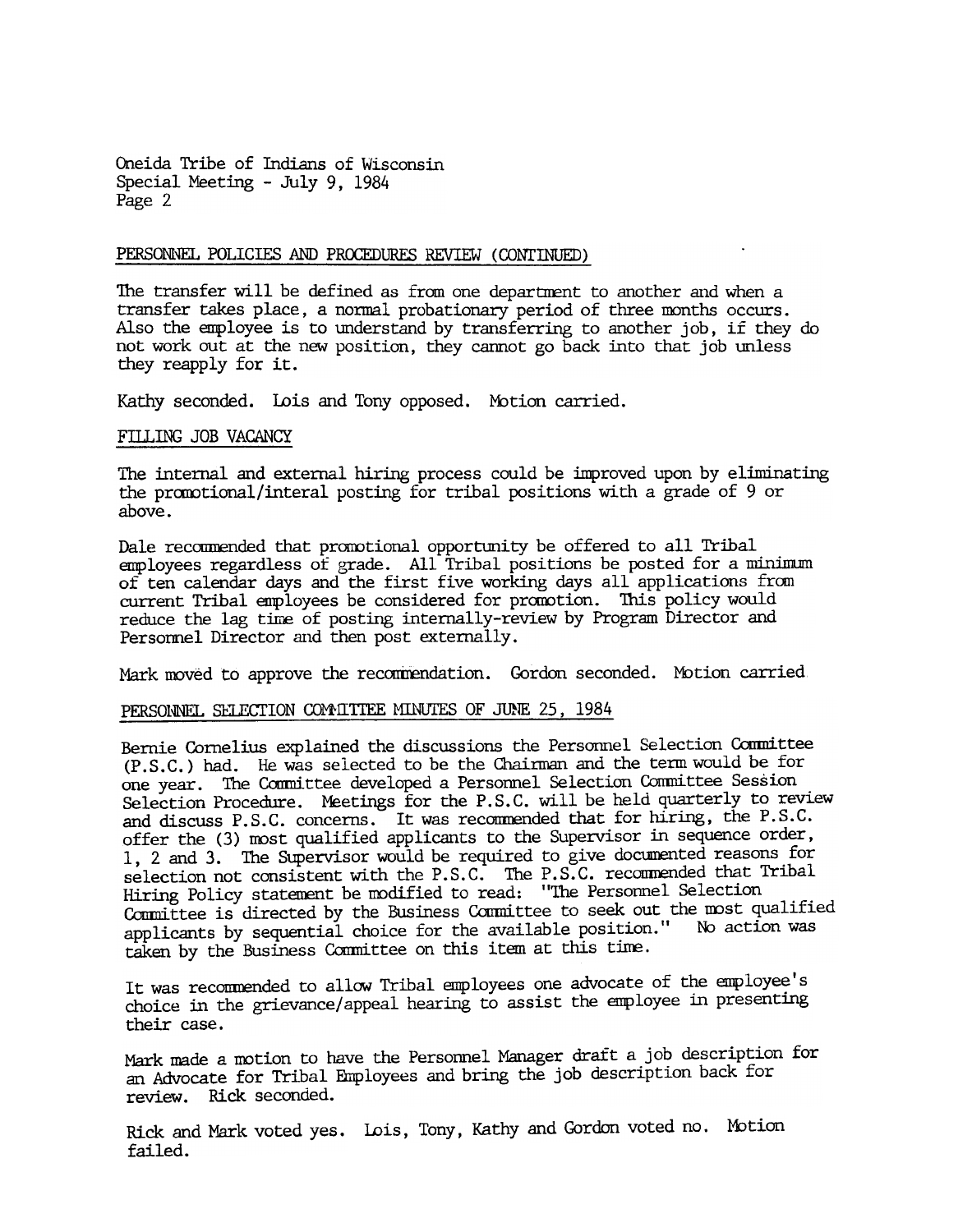Oneida Tribe of Indians of Wisconsin
Special Meeting - July 9, 1984
Page 2

PERSONNEL POLICIES AND PROCEDURES REVIEW (CONTINUED)

The transfer will be defined as from one department to another and when a transfer takes place, a normal probationary period of three months occurs. Also the employee is to understand by transferring to another job, if they do not work out at the new position, they cannot go back into that job unless they reapply for it.

Kathy seconded. Lois and Tony opposed. Motion carried.

FILLING JOB VACANCY

The internal and external hiring process could be improved upon by eliminating the promotional/interal posting for tribal positions with a grade of 9 or above.

Dale recommended that promotional opportunity be offered to all Tribal employees regardless of grade. All Tribal positions be posted for a minimum of ten calendar days and the first five working days all applications from current Tribal employees be considered for promotion. This policy would reduce the lag time of posting internally-review by Program Director and Personnel Director and then post externally.

Mark moved to approve the recommendation. Gordon seconded. Motion carried

PERSONNEL SELECTION COMMITTEE MINUTES OF JUNE 25, 1984

Bernie Cornelius explained the discussions the Personnel Selection Committee (P.S.C.) had. He was selected to be the Chairman and the term would be for one year. The Committee developed a Personnel Selection Committee Session Selection Procedure. Meetings for the P.S.C. will be held quarterly to review and discuss P.S.C. concerns. It was recommended that for hiring, the P.S.C. offer the (3) most qualified applicants to the Supervisor in sequence order, 1, 2 and 3. The Supervisor would be required to give documented reasons for selection not consistent with the P.S.C. The P.S.C. recommended that Tribal Hiring Policy statement be modified to read: "The Personnel Selection Committee is directed by the Business Committee to seek out the most qualified applicants by sequential choice for the available position." No action was taken by the Business Committee on this item at this time.

It was recommended to allow Tribal employees one advocate of the employee's choice in the grievance/appeal hearing to assist the employee in presenting their case.

Mark made a motion to have the Personnel Manager draft a job description for an Advocate for Tribal Employees and bring the job description back for review. Rick seconded.

Rick and Mark voted yes. Lois, Tony, Kathy and Gordon voted no. Motion failed.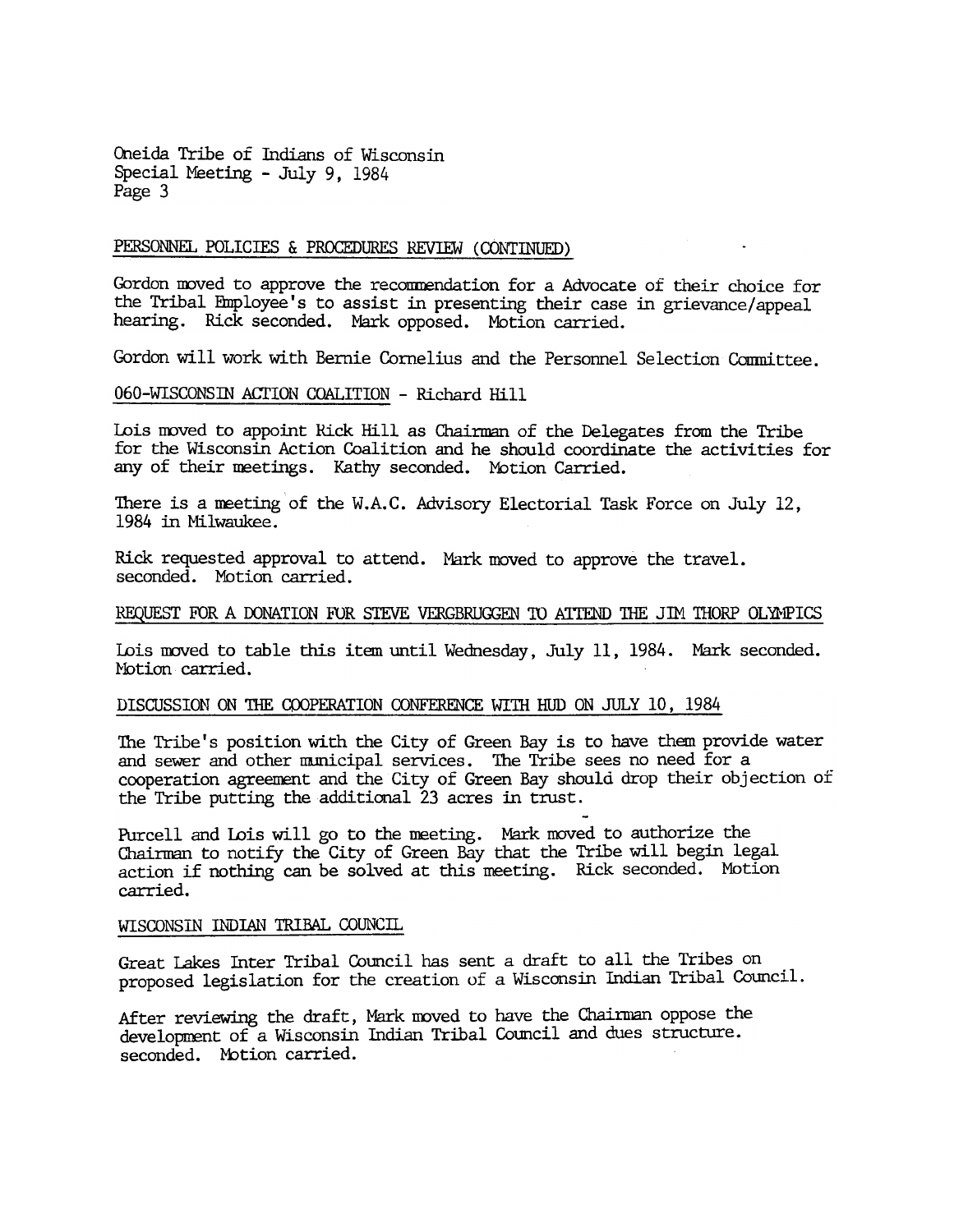Oneida Tribe of Indians of Wisconsin
Special Meeting - July 9, 1984

PERSONNEL POLICIES & PROCEDURES REVIEW (CONTINUED)

Gordon moved to approve the recommendation for a Advocate of their choice for the Tribal Employee's to assist in presenting their case in grievance/appeal hearing. Rick seconded. Mark opposed. Motion carried.

Gordon will work with Bernie Cornelius and the Personnel Selection Committee.

060-WISCONSIN ACTION COALITION - Richard Hill

Lois moved to appoint Rick Hill as Chairman of the Delegates from the Tribe for the Wisconsin Action Coalition and he should coordinate the activities for any of their meetings. Kathy seconded. Motion Carried.

There is a meeting of the W.A.C. Advisory Electorial Task Force on July 12, 1984 in Milwaukee.

Rick requested approval to attend. Mark moved to approve the travel. seconded. Motion carried.

REQUEST FOR A DONATION FOR STEVE VERGBRUGGEN TO ATTEND THE JIM THORP OLYMPICS

Lois moved to table this item until Wednesday, July 11, 1984. Mark seconded. Motion carried.

DISCUSSION ON THE COOPERATION CONFERENCE WITH HUD ON JULY 10, 1984

The Tribe's position with the City of Green Bay is to have them provide water and sewer and other municipal services. The Tribe sees no need for a cooperation agreement and the City of Green Bay should drop their objection of the Tribe putting the additional 23 acres in trust.

Purcell and Lois will go to the meeting. Mark moved to authorize the Chairman to notify the City of Green Bay that the Tribe will begin legal action if nothing can be solved at this meeting. Rick seconded. Motion carried.

WISCONSIN INDIAN TRIBAL COUNCIL

Great Lakes Inter Tribal Council has sent a draft to all the Tribes on proposed legislation for the creation of a Wisconsin Indian Tribal Council.

After reviewing the draft, Mark moved to have the Chairman oppose the development of a Wisconsin Indian Tribal Council and dues structure. seconded. Motion carried.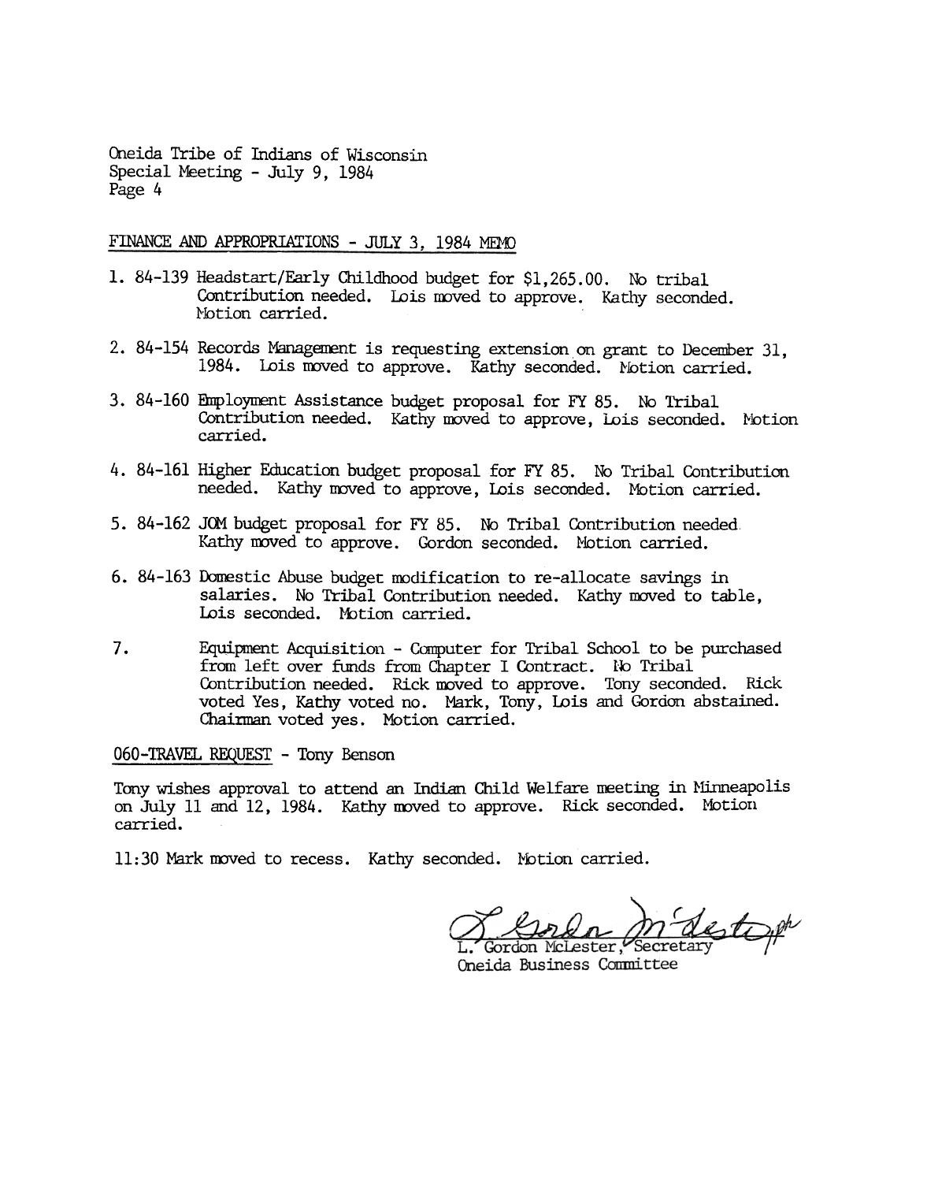Oneida Tribe of Indians of Wisconsin
Special Meeting - July 9, 1984
Page 4

FINANCE AND APPROPRIATIONS - JULY 3, 1984 MEMO

1. 84-139 Headstart/Early Childhood budget for $1,265.00. No tribal Contribution needed. Lois moved to approve. Kathy seconded. Motion carried.

2. 84-154 Records Management is requesting extension on grant to December 31, 1984. Lois moved to approve. Kathy seconded. Motion carried.

3. 84-160 Employment Assistance budget proposal for FY 85. No Tribal Contribution needed. Kathy moved to approve, Lois seconded. Motion carried.

4. 84-161 Higher Education budget proposal for FY 85. No Tribal Contribution needed. Kathy moved to approve, Lois seconded. Motion carried.

5. 84-162 JOM budget proposal for FY 85. No Tribal Contribution needed Kathy moved to approve. Gordon seconded. Motion carried.

6. 84-163 Domestic Abuse budget modification to re-allocate savings in salaries. No Tribal Contribution needed. Kathy moved to table, Lois seconded. Motion carried.

7. Equipment Acquisition - Computer for Tribal School to be purchased from left over funds from Chapter I Contract. No Tribal Contribution needed. Rick moved to approve. Tony seconded. Rick voted Yes, Kathy voted no. Mark, Tony, Lois and Gordon abstained. Chairman voted yes. Motion carried.

060-TRAVEL REQUEST - Tony Benson

Tony wishes approval to attend an Indian Child Welfare meeting in Minneapolis on July 11 and 12, 1984. Kathy moved to approve. Rick seconded. Motion carried.

11:30 Mark moved to recess. Kathy seconded. Motion carried.

L. Gordon McLester, Secretary
Oneida Business Committee